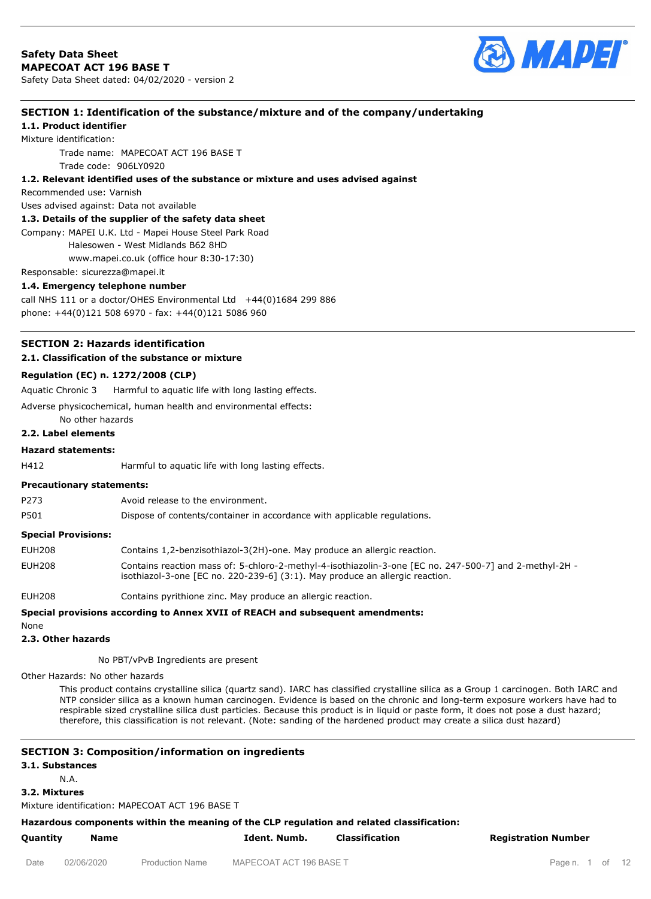**Safety Data Sheet**
**MAPECOAT ACT 196 BASE T**
Safety Data Sheet dated: 04/02/2020 - version 2

## SECTION 1: Identification of the substance/mixture and of the company/undertaking

### 1.1. Product identifier

Mixture identification:

Trade name: MAPECOAT ACT 196 BASE T
Trade code: 906LY0920

### 1.2. Relevant identified uses of the substance or mixture and uses advised against

Recommended use: Varnish
Uses advised against: Data not available

### 1.3. Details of the supplier of the safety data sheet

Company: MAPEI U.K. Ltd - Mapei House Steel Park Road
Halesowen - West Midlands B62 8HD
www.mapei.co.uk (office hour 8:30-17:30)

Responsable: sicurezza@mapei.it

### 1.4. Emergency telephone number

call NHS 111 or a doctor/OHES Environmental Ltd +44(0)1684 299 886
phone: +44(0)121 508 6970 - fax: +44(0)121 5086 960

## SECTION 2: Hazards identification

### 2.1. Classification of the substance or mixture

**Regulation (EC) n. 1272/2008 (CLP)**

Aquatic Chronic 3 Harmful to aquatic life with long lasting effects.

Adverse physicochemical, human health and environmental effects:
No other hazards

### 2.2. Label elements

**Hazard statements:**

| | |
|---|---|
| H412 | Harmful to aquatic life with long lasting effects. |

**Precautionary statements:**

| | |
|---|---|
| P273 | Avoid release to the environment. |
| P501 | Dispose of contents/container in accordance with applicable regulations. |

**Special Provisions:**

| | |
|---|---|
| EUH208 | Contains 1,2-benzisothiazol-3(2H)-one. May produce an allergic reaction. |
| EUH208 | Contains reaction mass of: 5-chloro-2-methyl-4-isothiazolin-3-one [EC no. 247-500-7] and 2-methyl-2H - isothiazol-3-one [EC no. 220-239-6] (3:1). May produce an allergic reaction. |
| EUH208 | Contains pyrithione zinc. May produce an allergic reaction. |

**Special provisions according to Annex XVII of REACH and subsequent amendments:**

None

### 2.3. Other hazards

No PBT/vPvB Ingredients are present

Other Hazards: No other hazards

This product contains crystalline silica (quartz sand). IARC has classified crystalline silica as a Group 1 carcinogen. Both IARC and NTP consider silica as a known human carcinogen. Evidence is based on the chronic and long-term exposure workers have had to respirable sized crystalline silica dust particles. Because this product is in liquid or paste form, it does not pose a dust hazard; therefore, this classification is not relevant. (Note: sanding of the hardened product may create a silica dust hazard)

## SECTION 3: Composition/information on ingredients

### 3.1. Substances

N.A.

### 3.2. Mixtures

Mixture identification: MAPECOAT ACT 196 BASE T

**Hazardous components within the meaning of the CLP regulation and related classification:**

| Quantity | Name | Ident. Numb. | Classification | Registration Number |
|---|---|---|---|---|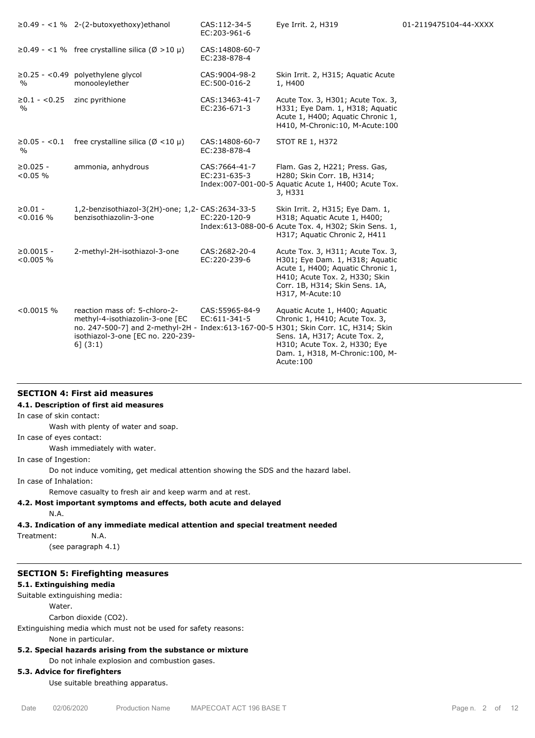| | | | | |
|---|---|---|---|---|
| ≥0.49 - <1 % | 2-(2-butoxyethoxy)ethanol | CAS:112-34-5<br>EC:203-961-6 | Eye Irrit. 2, H319 | 01-2119475104-44-XXXX |
| ≥0.49 - <1 % | free crystalline silica (Ø >10 µ) | CAS:14808-60-7<br>EC:238-878-4 | | |
| ≥0.25 - <0.49 % | polyethylene glycol monooleylether | CAS:9004-98-2<br>EC:500-016-2 | Skin Irrit. 2, H315; Aquatic Acute 1, H400 | |
| ≥0.1 - <0.25 % | zinc pyrithione | CAS:13463-41-7<br>EC:236-671-3 | Acute Tox. 3, H301; Acute Tox. 3, H331; Eye Dam. 1, H318; Aquatic Acute 1, H400; Aquatic Chronic 1, H410, M-Chronic:10, M-Acute:100 | |
| ≥0.05 - <0.1 % | free crystalline silica (Ø <10 µ) | CAS:14808-60-7<br>EC:238-878-4 | STOT RE 1, H372 | |
| ≥0.025 - <0.05 % | ammonia, anhydrous | CAS:7664-41-7<br>EC:231-635-3<br>Index:007-001-00-5 | Flam. Gas 2, H221; Press. Gas, H280; Skin Corr. 1B, H314; Aquatic Acute 1, H400; Acute Tox. 3, H331 | |
| ≥0.01 - <0.016 % | 1,2-benzisothiazol-3(2H)-one; 1,2-benzisothiazolin-3-one | CAS:2634-33-5<br>EC:220-120-9<br>Index:613-088-00-6 | Skin Irrit. 2, H315; Eye Dam. 1, H318; Aquatic Acute 1, H400; Acute Tox. 4, H302; Skin Sens. 1, H317; Aquatic Chronic 2, H411 | |
| ≥0.0015 - <0.005 % | 2-methyl-2H-isothiazol-3-one | CAS:2682-20-4<br>EC:220-239-6 | Acute Tox. 3, H311; Acute Tox. 3, H301; Eye Dam. 1, H318; Aquatic Acute 1, H400; Aquatic Chronic 1, H410; Acute Tox. 2, H330; Skin Corr. 1B, H314; Skin Sens. 1A, H317, M-Acute:10 | |
| <0.0015 % | reaction mass of: 5-chloro-2-methyl-4-isothiazolin-3-one [EC no. 247-500-7] and 2-methyl-2H-isothiazol-3-one [EC no. 220-239-6] (3:1) | CAS:55965-84-9<br>EC:611-341-5<br>Index:613-167-00-5 | Aquatic Acute 1, H400; Aquatic Chronic 1, H410; Acute Tox. 3, H301; Skin Corr. 1C, H314; Skin Sens. 1A, H317; Acute Tox. 2, H310; Acute Tox. 2, H330; Eye Dam. 1, H318, M-Chronic:100, M-Acute:100 | |

## SECTION 4: First aid measures

### 4.1. Description of first aid measures

In case of skin contact:

Wash with plenty of water and soap.

In case of eyes contact:

Wash immediately with water.

In case of Ingestion:

Do not induce vomiting, get medical attention showing the SDS and the hazard label.

In case of Inhalation:

Remove casualty to fresh air and keep warm and at rest.

### 4.2. Most important symptoms and effects, both acute and delayed

N.A.

### 4.3. Indication of any immediate medical attention and special treatment needed

Treatment: N.A.

(see paragraph 4.1)

## SECTION 5: Firefighting measures

### 5.1. Extinguishing media

Suitable extinguishing media:

Water.

Carbon dioxide ($CO_2$).

Extinguishing media which must not be used for safety reasons:

None in particular.

### 5.2. Special hazards arising from the substance or mixture

Do not inhale explosion and combustion gases.

### 5.3. Advice for firefighters

Use suitable breathing apparatus.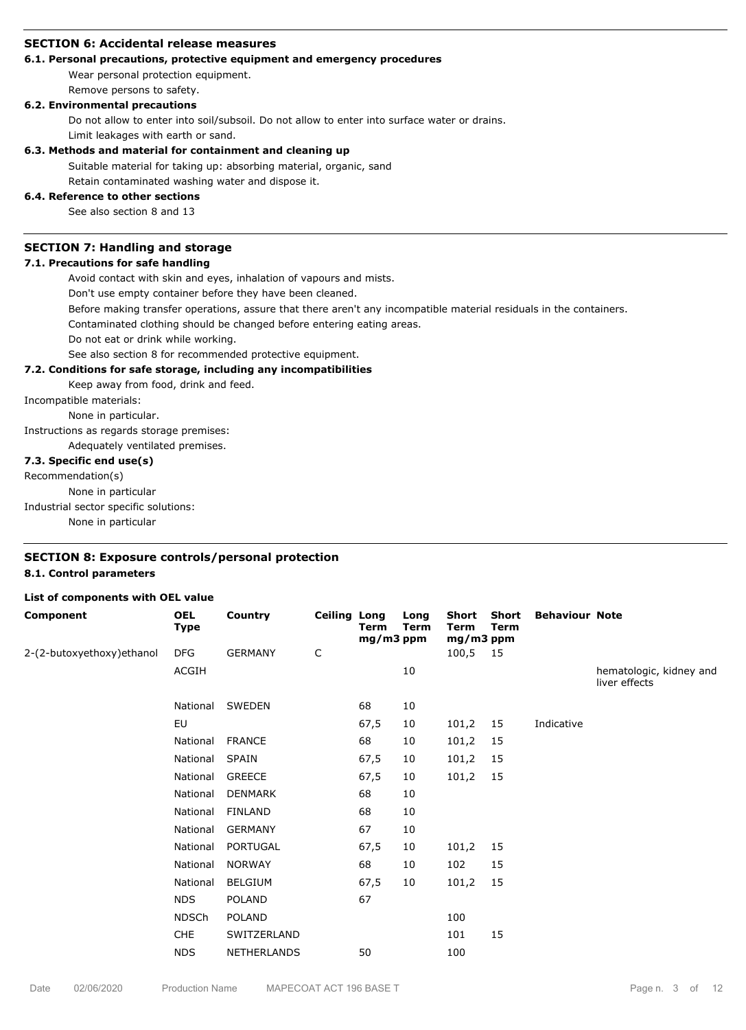## SECTION 6: Accidental release measures

### 6.1. Personal precautions, protective equipment and emergency procedures

Wear personal protection equipment.

Remove persons to safety.

### 6.2. Environmental precautions

Do not allow to enter into soil/subsoil. Do not allow to enter into surface water or drains.

Limit leakages with earth or sand.

### 6.3. Methods and material for containment and cleaning up

Suitable material for taking up: absorbing material, organic, sand

Retain contaminated washing water and dispose it.

### 6.4. Reference to other sections

See also section 8 and 13

## SECTION 7: Handling and storage

### 7.1. Precautions for safe handling

Avoid contact with skin and eyes, inhalation of vapours and mists.

Don't use empty container before they have been cleaned.

Before making transfer operations, assure that there aren't any incompatible material residuals in the containers.

Contaminated clothing should be changed before entering eating areas.

Do not eat or drink while working.

See also section 8 for recommended protective equipment.

### 7.2. Conditions for safe storage, including any incompatibilities

Keep away from food, drink and feed.

Incompatible materials:

None in particular.

Instructions as regards storage premises:

Adequately ventilated premises.

### 7.3. Specific end use(s)

Recommendation(s)

None in particular

Industrial sector specific solutions:

None in particular

## SECTION 8: Exposure controls/personal protection

### 8.1. Control parameters

**List of components with OEL value**

| Component | OEL Type | Country | Ceiling | Long Term mg/m3 | Long Term ppm | Short Term mg/m3 | Short Term ppm | Behaviour | Note |
|---|---|---|---|---|---|---|---|---|---|
| 2-(2-butoxyethoxy)ethanol | DFG | GERMANY | C | | | 100,5 | 15 | | |
| | ACGIH | | | | 10 | | | | hematologic, kidney and liver effects |
| | National | SWEDEN | | 68 | 10 | | | | |
| | EU | | | 67,5 | 10 | 101,2 | 15 | Indicative | |
| | National | FRANCE | | 68 | 10 | 101,2 | 15 | | |
| | National | SPAIN | | 67,5 | 10 | 101,2 | 15 | | |
| | National | GREECE | | 67,5 | 10 | 101,2 | 15 | | |
| | National | DENMARK | | 68 | 10 | | | | |
| | National | FINLAND | | 68 | 10 | | | | |
| | National | GERMANY | | 67 | 10 | | | | |
| | National | PORTUGAL | | 67,5 | 10 | 101,2 | 15 | | |
| | National | NORWAY | | 68 | 10 | 102 | 15 | | |
| | National | BELGIUM | | 67,5 | 10 | 101,2 | 15 | | |
| | NDS | POLAND | | 67 | | | | | |
| | NDSCh | POLAND | | | | 100 | | | |
| | CHE | SWITZERLAND | | | | 101 | 15 | | |
| | NDS | NETHERLANDS | | 50 | | 100 | | | |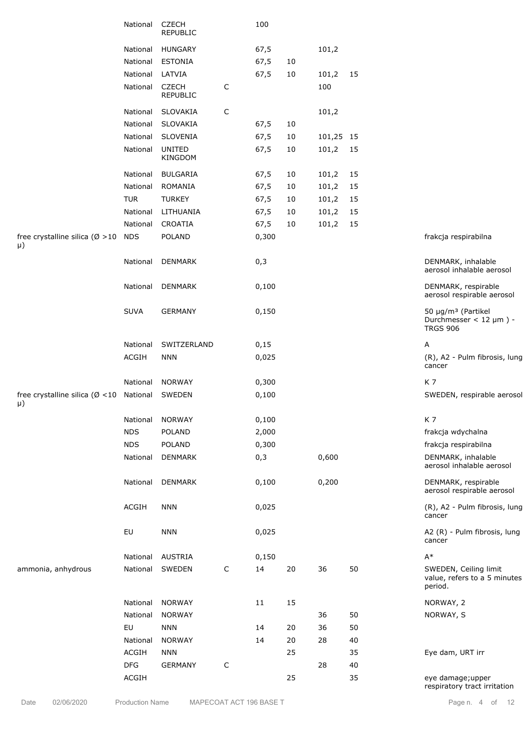| | | | | | | | | | |
|---|---|---|---|---|---|---|---|---|---|
| | National | CZECH REPUBLIC | | 100 | | | | | |
| | National | HUNGARY | | 67,5 | | 101,2 | | | |
| | National | ESTONIA | | 67,5 | 10 | | | | |
| | National | LATVIA | | 67,5 | 10 | 101,2 | 15 | | |
| | National | CZECH REPUBLIC | C | | | 100 | | | |
| | National | SLOVAKIA | C | | | 101,2 | | | |
| | National | SLOVAKIA | | 67,5 | 10 | | | | |
| | National | SLOVENIA | | 67,5 | 10 | 101,25 | 15 | | |
| | National | UNITED KINGDOM | | 67,5 | 10 | 101,2 | 15 | | |
| | National | BULGARIA | | 67,5 | 10 | 101,2 | 15 | | |
| | National | ROMANIA | | 67,5 | 10 | 101,2 | 15 | | |
| | TUR | TURKEY | | 67,5 | 10 | 101,2 | 15 | | |
| | National | LITHUANIA | | 67,5 | 10 | 101,2 | 15 | | |
| | National | CROATIA | | 67,5 | 10 | 101,2 | 15 | | |
| free crystalline silica (Ø >10 µ) | NDS | POLAND | | 0,300 | | | | | frakcja respirabilna |
| | National | DENMARK | | 0,3 | | | | | DENMARK, inhalable aerosol inhalable aerosol |
| | National | DENMARK | | 0,100 | | | | | DENMARK, respirable aerosol respirable aerosol |
| | SUVA | GERMANY | | 0,150 | | | | | 50 µg/m³ (Partikel Durchmesser < 12 µm ) - TRGS 906 |
| | National | SWITZERLAND | | 0,15 | | | | | A |
| | ACGIH | NNN | | 0,025 | | | | | (R), A2 - Pulm fibrosis, lung cancer |
| | National | NORWAY | | 0,300 | | | | | K 7 |
| free crystalline silica (Ø <10 µ) | National | SWEDEN | | 0,100 | | | | | SWEDEN, respirable aerosol |
| | National | NORWAY | | 0,100 | | | | | K 7 |
| | NDS | POLAND | | 2,000 | | | | | frakcja wdychalna |
| | NDS | POLAND | | 0,300 | | | | | frakcja respirabilna |
| | National | DENMARK | | 0,3 | | 0,600 | | | DENMARK, inhalable aerosol inhalable aerosol |
| | National | DENMARK | | 0,100 | | 0,200 | | | DENMARK, respirable aerosol respirable aerosol |
| | ACGIH | NNN | | 0,025 | | | | | (R), A2 - Pulm fibrosis, lung cancer |
| | EU | NNN | | 0,025 | | | | | A2 (R) - Pulm fibrosis, lung cancer |
| | National | AUSTRIA | | 0,150 | | | | | A* |
| ammonia, anhydrous | National | SWEDEN | C | 14 | 20 | 36 | 50 | | SWEDEN, Ceiling limit value, refers to a 5 minutes period. |
| | National | NORWAY | | 11 | 15 | | | | NORWAY, 2 |
| | National | NORWAY | | | | 36 | 50 | | NORWAY, S |
| | EU | NNN | | 14 | 20 | 36 | 50 | | |
| | National | NORWAY | | 14 | 20 | 28 | 40 | | |
| | ACGIH | NNN | | | 25 | | 35 | | Eye dam, URT irr |
| | DFG | GERMANY | C | | | 28 | 40 | | |
| | ACGIH | | | | 25 | | 35 | | eye damage;upper respiratory tract irritation |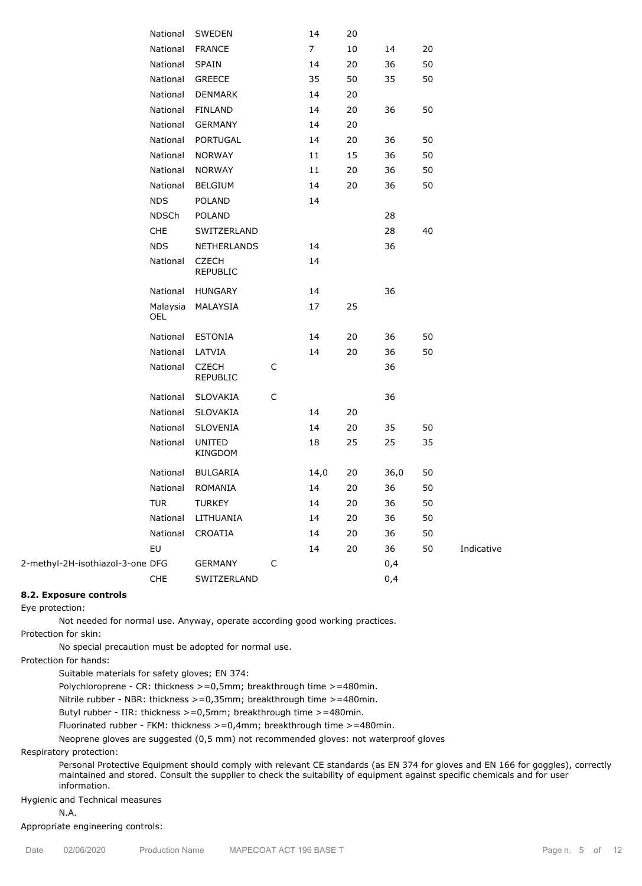| | | | | | | | | |
|---|---|---|---|---|---|---|---|---|
| | National | SWEDEN | | 14 | 20 | | | |
| | National | FRANCE | | 7 | 10 | 14 | 20 | |
| | National | SPAIN | | 14 | 20 | 36 | 50 | |
| | National | GREECE | | 35 | 50 | 35 | 50 | |
| | National | DENMARK | | 14 | 20 | | | |
| | National | FINLAND | | 14 | 20 | 36 | 50 | |
| | National | GERMANY | | 14 | 20 | | | |
| | National | PORTUGAL | | 14 | 20 | 36 | 50 | |
| | National | NORWAY | | 11 | 15 | 36 | 50 | |
| | National | NORWAY | | 11 | 20 | 36 | 50 | |
| | National | BELGIUM | | 14 | 20 | 36 | 50 | |
| | NDS | POLAND | | 14 | | | | |
| | NDSCh | POLAND | | | | 28 | | |
| | CHE | SWITZERLAND | | | | 28 | 40 | |
| | NDS | NETHERLANDS | | 14 | | 36 | | |
| | National | CZECH REPUBLIC | | 14 | | | | |
| | National | HUNGARY | | 14 | | 36 | | |
| | Malaysia OEL | MALAYSIA | | 17 | 25 | | | |
| | National | ESTONIA | | 14 | 20 | 36 | 50 | |
| | National | LATVIA | | 14 | 20 | 36 | 50 | |
| | National | CZECH REPUBLIC | C | | | 36 | | |
| | National | SLOVAKIA | C | | | 36 | | |
| | National | SLOVAKIA | | 14 | 20 | | | |
| | National | SLOVENIA | | 14 | 20 | 35 | 50 | |
| | National | UNITED KINGDOM | | 18 | 25 | 25 | 35 | |
| | National | BULGARIA | | 14,0 | 20 | 36,0 | 50 | |
| | National | ROMANIA | | 14 | 20 | 36 | 50 | |
| | TUR | TURKEY | | 14 | 20 | 36 | 50 | |
| | National | LITHUANIA | | 14 | 20 | 36 | 50 | |
| | National | CROATIA | | 14 | 20 | 36 | 50 | |
| | EU | | | 14 | 20 | 36 | 50 | Indicative |
| 2-methyl-2H-isothiazol-3-one | DFG | GERMANY | C | | | 0,4 | | |
| | CHE | SWITZERLAND | | | | 0,4 | | |

### 8.2. Exposure controls

Eye protection:

Not needed for normal use. Anyway, operate according good working practices.

Protection for skin:

No special precaution must be adopted for normal use.

Protection for hands:

Suitable materials for safety gloves; EN 374:

Polychloroprene - CR: thickness >=0,5mm; breakthrough time >=480min.

Nitrile rubber - NBR: thickness >=0,35mm; breakthrough time >=480min.

Butyl rubber - IIR: thickness >=0,5mm; breakthrough time >=480min.

Fluorinated rubber - FKM: thickness >=0,4mm; breakthrough time >=480min.

Neoprene gloves are suggested (0,5 mm) not recommended gloves: not waterproof gloves

Respiratory protection:

Personal Protective Equipment should comply with relevant CE standards (as EN 374 for gloves and EN 166 for goggles), correctly maintained and stored. Consult the supplier to check the suitability of equipment against specific chemicals and for user information.

Hygienic and Technical measures

N.A.

Appropriate engineering controls: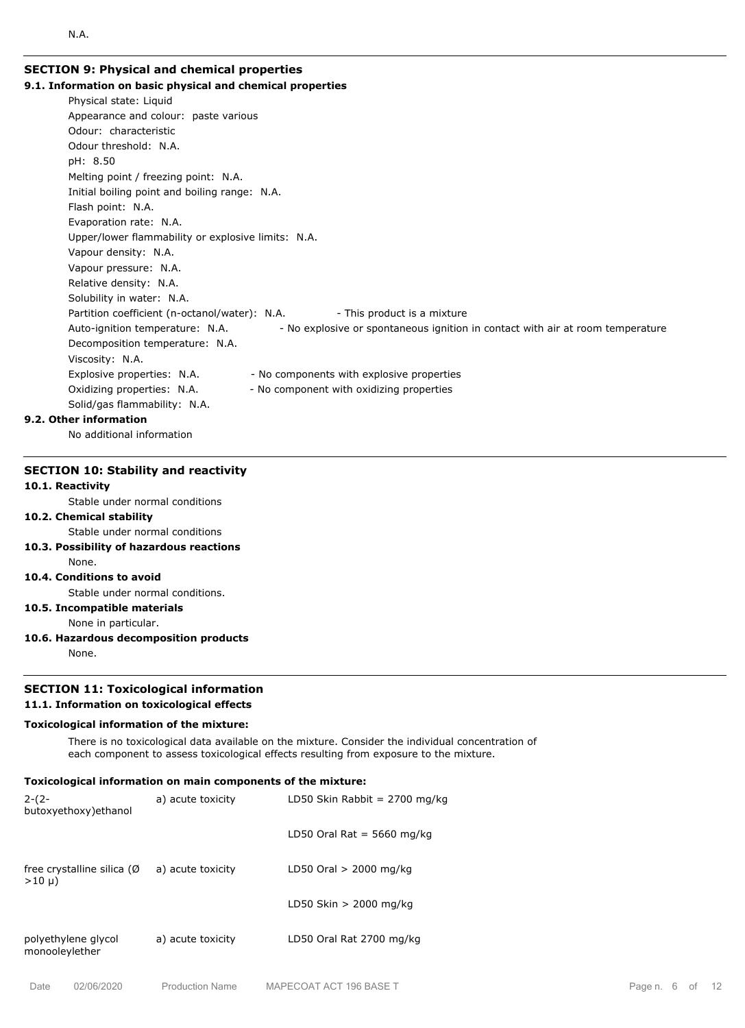N.A.

## SECTION 9: Physical and chemical properties

### 9.1. Information on basic physical and chemical properties

Physical state: Liquid
Appearance and colour: paste various
Odour: characteristic
Odour threshold: N.A.
pH: 8.50
Melting point / freezing point: N.A.
Initial boiling point and boiling range: N.A.
Flash point: N.A.
Evaporation rate: N.A.
Upper/lower flammability or explosive limits: N.A.
Vapour density: N.A.
Vapour pressure: N.A.
Relative density: N.A.
Solubility in water: N.A.
Partition coefficient (n-octanol/water): N.A. - This product is a mixture
Auto-ignition temperature: N.A. - No explosive or spontaneous ignition in contact with air at room temperature
Decomposition temperature: N.A.
Viscosity: N.A.
Explosive properties: N.A. - No components with explosive properties
Oxidizing properties: N.A. - No component with oxidizing properties
Solid/gas flammability: N.A.

### 9.2. Other information

No additional information

## SECTION 10: Stability and reactivity

### 10.1. Reactivity

Stable under normal conditions

### 10.2. Chemical stability

Stable under normal conditions

### 10.3. Possibility of hazardous reactions

None.

### 10.4. Conditions to avoid

Stable under normal conditions.

### 10.5. Incompatible materials

None in particular.

### 10.6. Hazardous decomposition products

None.

## SECTION 11: Toxicological information

### 11.1. Information on toxicological effects

**Toxicological information of the mixture:**

There is no toxicological data available on the mixture. Consider the individual concentration of each component to assess toxicological effects resulting from exposure to the mixture.

**Toxicological information on main components of the mixture:**

| | | |
|---|---|---|
| 2-(2-butoxyethoxy)ethanol | a) acute toxicity | LD50 Skin Rabbit = 2700 mg/kg |
| | | LD50 Oral Rat = 5660 mg/kg |
| free crystalline silica (Ø >10 μ) | a) acute toxicity | LD50 Oral > 2000 mg/kg |
| | | LD50 Skin > 2000 mg/kg |
| polyethylene glycol monooleylether | a) acute toxicity | LD50 Oral Rat 2700 mg/kg |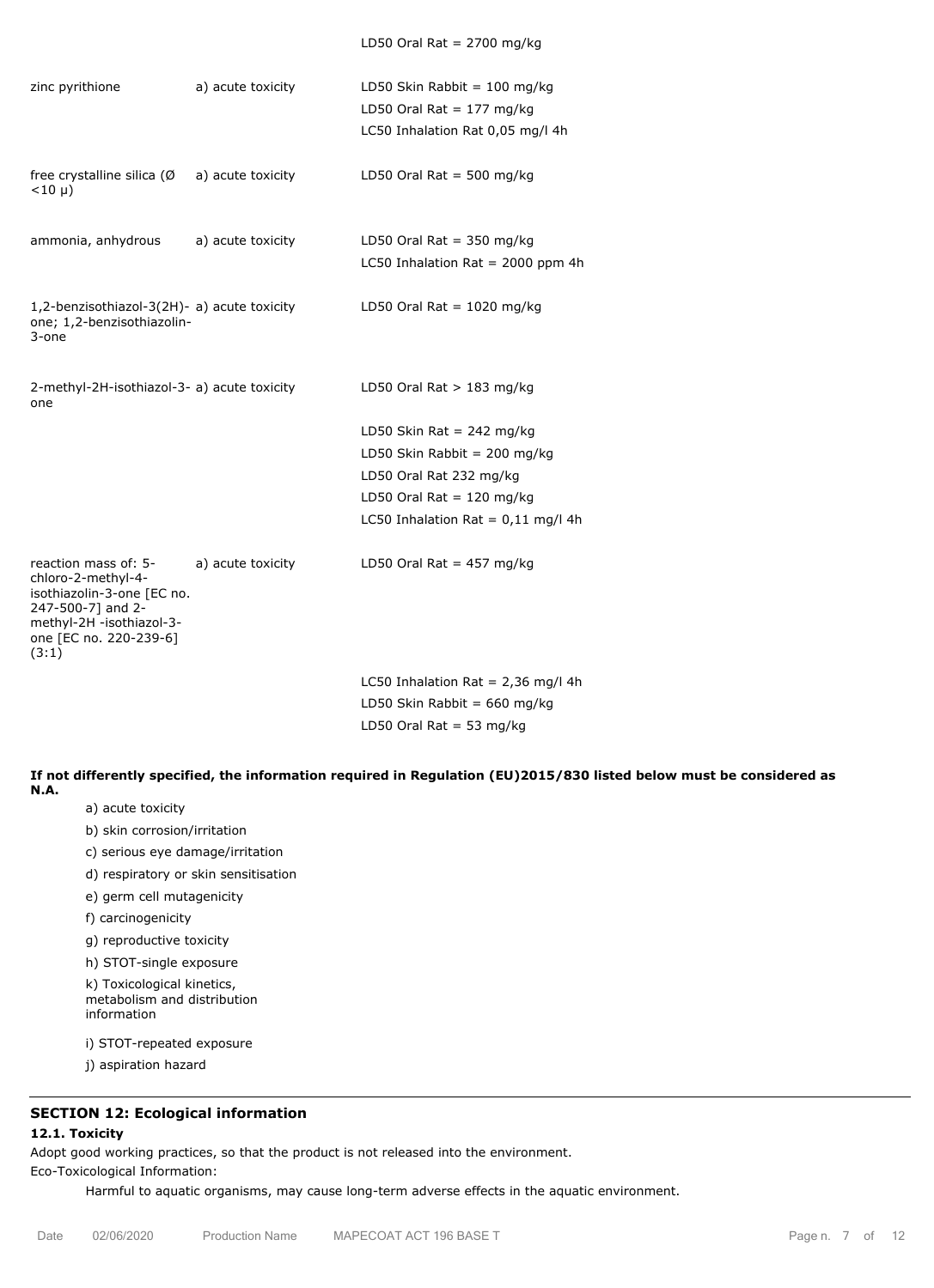| | | |
|---|---|---|
| | | LD50 Oral Rat = 2700 mg/kg |
| zinc pyrithione | a) acute toxicity | LD50 Skin Rabbit = 100 mg/kg |
| | | LD50 Oral Rat = 177 mg/kg |
| | | LC50 Inhalation Rat 0,05 mg/l 4h |
| free crystalline silica (Ø <10 µ) | a) acute toxicity | LD50 Oral Rat = 500 mg/kg |
| ammonia, anhydrous | a) acute toxicity | LD50 Oral Rat = 350 mg/kg |
| | | LC50 Inhalation Rat = 2000 ppm 4h |
| 1,2-benzisothiazol-3(2H)-one; 1,2-benzisothiazolin-3-one | a) acute toxicity | LD50 Oral Rat = 1020 mg/kg |
| 2-methyl-2H-isothiazol-3-one | a) acute toxicity | LD50 Oral Rat > 183 mg/kg |
| | | LD50 Skin Rat = 242 mg/kg |
| | | LD50 Skin Rabbit = 200 mg/kg |
| | | LD50 Oral Rat 232 mg/kg |
| | | LD50 Oral Rat = 120 mg/kg |
| | | LC50 Inhalation Rat = 0,11 mg/l 4h |
| reaction mass of: 5-chloro-2-methyl-4-isothiazolin-3-one [EC no. 247-500-7] and 2-methyl-2H -isothiazol-3-one [EC no. 220-239-6] (3:1) | a) acute toxicity | LD50 Oral Rat = 457 mg/kg |
| | | LC50 Inhalation Rat = 2,36 mg/l 4h |
| | | LD50 Skin Rabbit = 660 mg/kg |
| | | LD50 Oral Rat = 53 mg/kg |

**If not differently specified, the information required in Regulation (EU)2015/830 listed below must be considered as N.A.**

- a) acute toxicity
- b) skin corrosion/irritation
- c) serious eye damage/irritation
- d) respiratory or skin sensitisation
- e) germ cell mutagenicity
- f) carcinogenicity
- g) reproductive toxicity
- h) STOT-single exposure
- k) Toxicological kinetics, metabolism and distribution information
- i) STOT-repeated exposure
- j) aspiration hazard

## SECTION 12: Ecological information

### 12.1. Toxicity

Adopt good working practices, so that the product is not released into the environment.

Eco-Toxicological Information:

Harmful to aquatic organisms, may cause long-term adverse effects in the aquatic environment.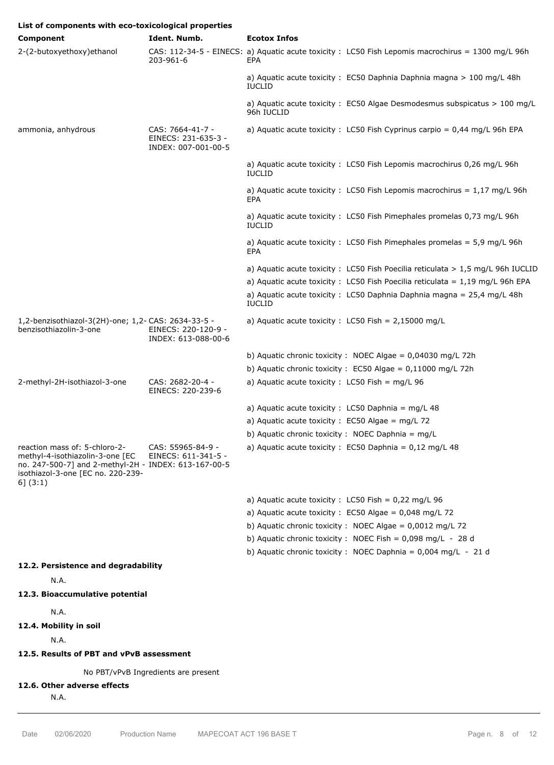**List of components with eco-toxicological properties**

| Component | Ident. Numb. | Ecotox Infos |
| --- | --- | --- |
| 2-(2-butoxyethoxy)ethanol | CAS: 112-34-5 - EINECS: 203-961-6 | a) Aquatic acute toxicity : LC50 Fish Lepomis macrochirus = 1300 mg/L 96h EPA |
| | | a) Aquatic acute toxicity : EC50 Daphnia Daphnia magna > 100 mg/L 48h IUCLID |
| | | a) Aquatic acute toxicity : EC50 Algae Desmodesmus subspicatus > 100 mg/L 96h IUCLID |
| ammonia, anhydrous | CAS: 7664-41-7 - EINECS: 231-635-3 - INDEX: 007-001-00-5 | a) Aquatic acute toxicity : LC50 Fish Cyprinus carpio = 0,44 mg/L 96h EPA |
| | | a) Aquatic acute toxicity : LC50 Fish Lepomis macrochirus 0,26 mg/L 96h IUCLID |
| | | a) Aquatic acute toxicity : LC50 Fish Lepomis macrochirus = 1,17 mg/L 96h EPA |
| | | a) Aquatic acute toxicity : LC50 Fish Pimephales promelas 0,73 mg/L 96h IUCLID |
| | | a) Aquatic acute toxicity : LC50 Fish Pimephales promelas = 5,9 mg/L 96h EPA |
| | | a) Aquatic acute toxicity : LC50 Fish Poecilia reticulata > 1,5 mg/L 96h IUCLID |
| | | a) Aquatic acute toxicity : LC50 Fish Poecilia reticulata = 1,19 mg/L 96h EPA |
| | | a) Aquatic acute toxicity : LC50 Daphnia Daphnia magna = 25,4 mg/L 48h IUCLID |
| 1,2-benzisothiazol-3(2H)-one; 1,2-benzisothiazolin-3-one | CAS: 2634-33-5 - EINECS: 220-120-9 - INDEX: 613-088-00-6 | a) Aquatic acute toxicity : LC50 Fish = 2,15000 mg/L |
| | | b) Aquatic chronic toxicity : NOEC Algae = 0,04030 mg/L 72h |
| | | b) Aquatic chronic toxicity : EC50 Algae = 0,11000 mg/L 72h |
| 2-methyl-2H-isothiazol-3-one | CAS: 2682-20-4 - EINECS: 220-239-6 | a) Aquatic acute toxicity : LC50 Fish = mg/L 96 |
| | | a) Aquatic acute toxicity : LC50 Daphnia = mg/L 48 |
| | | a) Aquatic acute toxicity : EC50 Algae = mg/L 72 |
| | | b) Aquatic chronic toxicity : NOEC Daphnia = mg/L |
| reaction mass of: 5-chloro-2-methyl-4-isothiazolin-3-one [EC no. 247-500-7] and 2-methyl-2H-isothiazol-3-one [EC no. 220-239-6] (3:1) | CAS: 55965-84-9 - EINECS: 611-341-5 - INDEX: 613-167-00-5 | a) Aquatic acute toxicity : EC50 Daphnia = 0,12 mg/L 48 |
| | | a) Aquatic acute toxicity : LC50 Fish = 0,22 mg/L 96 |
| | | a) Aquatic acute toxicity : EC50 Algae = 0,048 mg/L 72 |
| | | b) Aquatic chronic toxicity : NOEC Algae = 0,0012 mg/L 72 |
| | | b) Aquatic chronic toxicity : NOEC Fish = 0,098 mg/L - 28 d |
| | | b) Aquatic chronic toxicity : NOEC Daphnia = 0,004 mg/L - 21 d |

**12.2. Persistence and degradability**

N.A.

**12.3. Bioaccumulative potential**

N.A.

**12.4. Mobility in soil**

N.A.

**12.5. Results of PBT and vPvB assessment**

No PBT/vPvB Ingredients are present

**12.6. Other adverse effects**

N.A.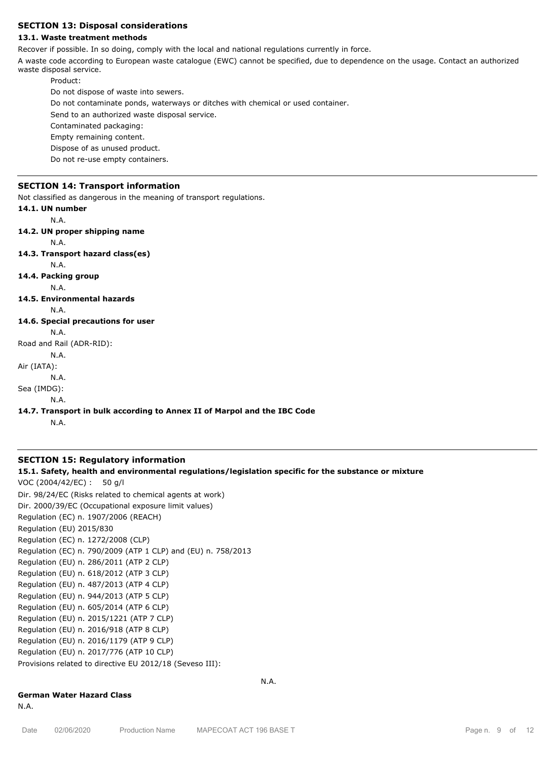## SECTION 13: Disposal considerations

### 13.1. Waste treatment methods

Recover if possible. In so doing, comply with the local and national regulations currently in force.

A waste code according to European waste catalogue (EWC) cannot be specified, due to dependence on the usage. Contact an authorized waste disposal service.

Product:

Do not dispose of waste into sewers.

Do not contaminate ponds, waterways or ditches with chemical or used container.

Send to an authorized waste disposal service.

Contaminated packaging:

Empty remaining content.

Dispose of as unused product.

Do not re-use empty containers.

## SECTION 14: Transport information

Not classified as dangerous in the meaning of transport regulations.

**14.1. UN number**

N.A.

**14.2. UN proper shipping name**

N.A.

**14.3. Transport hazard class(es)**

N.A.

**14.4. Packing group**

N.A.

**14.5. Environmental hazards**

N.A.

**14.6. Special precautions for user**

N.A.

Road and Rail (ADR-RID):

N.A.

Air (IATA):

N.A.

Sea (IMDG):

N.A.

**14.7. Transport in bulk according to Annex II of Marpol and the IBC Code**

N.A.

## SECTION 15: Regulatory information

**15.1. Safety, health and environmental regulations/legislation specific for the substance or mixture**

VOC (2004/42/EC) : 50 g/l

Dir. 98/24/EC (Risks related to chemical agents at work)

Dir. 2000/39/EC (Occupational exposure limit values)

Regulation (EC) n. 1907/2006 (REACH)

Regulation (EU) 2015/830

Regulation (EC) n. 1272/2008 (CLP)

Regulation (EC) n. 790/2009 (ATP 1 CLP) and (EU) n. 758/2013

Regulation (EU) n. 286/2011 (ATP 2 CLP)

Regulation (EU) n. 618/2012 (ATP 3 CLP)

Regulation (EU) n. 487/2013 (ATP 4 CLP)

Regulation (EU) n. 944/2013 (ATP 5 CLP)

Regulation (EU) n. 605/2014 (ATP 6 CLP)

Regulation (EU) n. 2015/1221 (ATP 7 CLP)

Regulation (EU) n. 2016/918 (ATP 8 CLP)

Regulation (EU) n. 2016/1179 (ATP 9 CLP)

Regulation (EU) n. 2017/776 (ATP 10 CLP)

Provisions related to directive EU 2012/18 (Seveso III):

N.A.

**German Water Hazard Class**

N.A.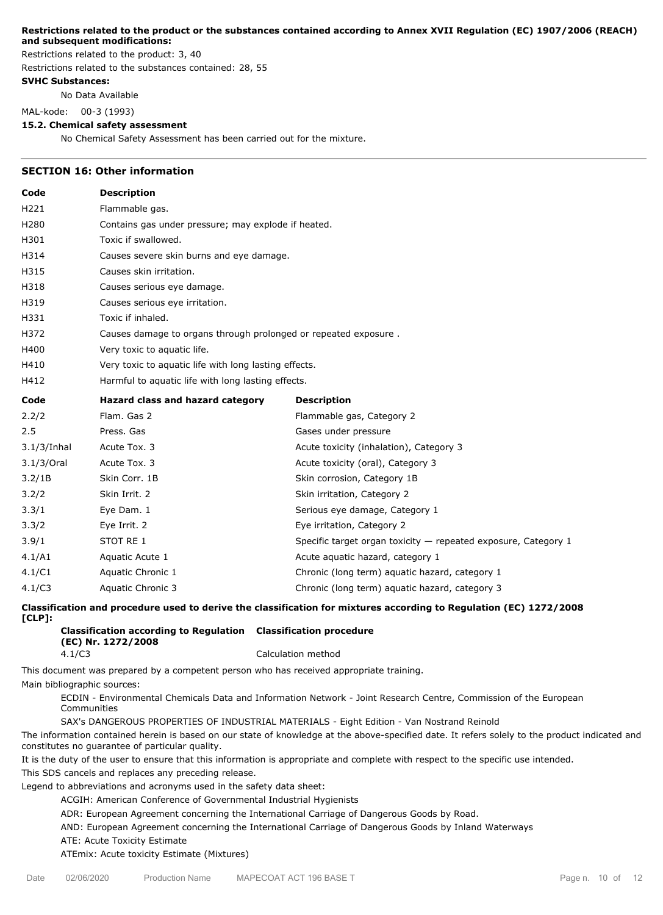**Restrictions related to the product or the substances contained according to Annex XVII Regulation (EC) 1907/2006 (REACH) and subsequent modifications:**

Restrictions related to the product: 3, 40

Restrictions related to the substances contained: 28, 55

**SVHC Substances:**

No Data Available

MAL-kode: 00-3 (1993)

**15.2. Chemical safety assessment**

No Chemical Safety Assessment has been carried out for the mixture.

## SECTION 16: Other information

| Code | Description |
|---|---|
| H221 | Flammable gas. |
| H280 | Contains gas under pressure; may explode if heated. |
| H301 | Toxic if swallowed. |
| H314 | Causes severe skin burns and eye damage. |
| H315 | Causes skin irritation. |
| H318 | Causes serious eye damage. |
| H319 | Causes serious eye irritation. |
| H331 | Toxic if inhaled. |
| H372 | Causes damage to organs through prolonged or repeated exposure . |
| H400 | Very toxic to aquatic life. |
| H410 | Very toxic to aquatic life with long lasting effects. |
| H412 | Harmful to aquatic life with long lasting effects. |

| Code | Hazard class and hazard category | Description |
|---|---|---|
| 2.2/2 | Flam. Gas 2 | Flammable gas, Category 2 |
| 2.5 | Press. Gas | Gases under pressure |
| 3.1/3/Inhal | Acute Tox. 3 | Acute toxicity (inhalation), Category 3 |
| 3.1/3/Oral | Acute Tox. 3 | Acute toxicity (oral), Category 3 |
| 3.2/1B | Skin Corr. 1B | Skin corrosion, Category 1B |
| 3.2/2 | Skin Irrit. 2 | Skin irritation, Category 2 |
| 3.3/1 | Eye Dam. 1 | Serious eye damage, Category 1 |
| 3.3/2 | Eye Irrit. 2 | Eye irritation, Category 2 |
| 3.9/1 | STOT RE 1 | Specific target organ toxicity — repeated exposure, Category 1 |
| 4.1/A1 | Aquatic Acute 1 | Acute aquatic hazard, category 1 |
| 4.1/C1 | Aquatic Chronic 1 | Chronic (long term) aquatic hazard, category 1 |
| 4.1/C3 | Aquatic Chronic 3 | Chronic (long term) aquatic hazard, category 3 |

**Classification and procedure used to derive the classification for mixtures according to Regulation (EC) 1272/2008 [CLP]:**

| Classification according to Regulation (EC) Nr. 1272/2008 | Classification procedure |
|---|---|
| 4.1/C3 | Calculation method |

This document was prepared by a competent person who has received appropriate training.

Main bibliographic sources:

ECDIN - Environmental Chemicals Data and Information Network - Joint Research Centre, Commission of the European Communities

SAX's DANGEROUS PROPERTIES OF INDUSTRIAL MATERIALS - Eight Edition - Van Nostrand Reinold

The information contained herein is based on our state of knowledge at the above-specified date. It refers solely to the product indicated and constitutes no guarantee of particular quality.

It is the duty of the user to ensure that this information is appropriate and complete with respect to the specific use intended.

This SDS cancels and replaces any preceding release.

Legend to abbreviations and acronyms used in the safety data sheet:

ACGIH: American Conference of Governmental Industrial Hygienists

ADR: European Agreement concerning the International Carriage of Dangerous Goods by Road.

AND: European Agreement concerning the International Carriage of Dangerous Goods by Inland Waterways

ATE: Acute Toxicity Estimate

ATEmix: Acute toxicity Estimate (Mixtures)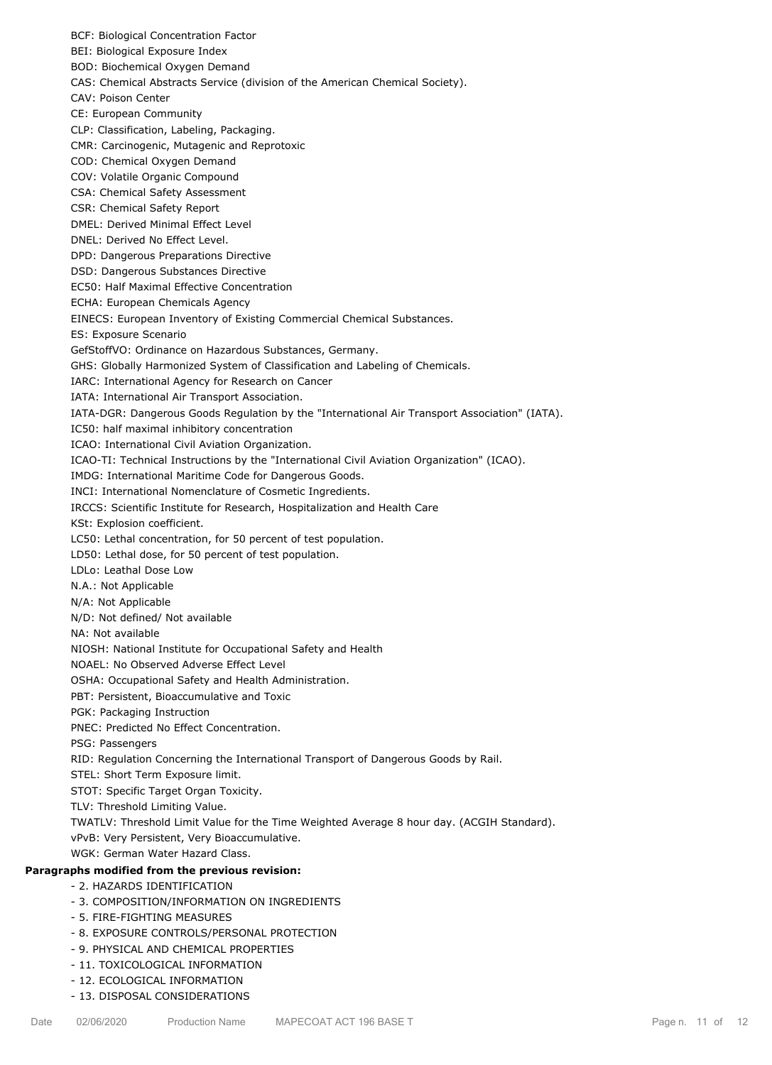BCF: Biological Concentration Factor
BEI: Biological Exposure Index
BOD: Biochemical Oxygen Demand
CAS: Chemical Abstracts Service (division of the American Chemical Society).
CAV: Poison Center
CE: European Community
CLP: Classification, Labeling, Packaging.
CMR: Carcinogenic, Mutagenic and Reprotoxic
COD: Chemical Oxygen Demand
COV: Volatile Organic Compound
CSA: Chemical Safety Assessment
CSR: Chemical Safety Report
DMEL: Derived Minimal Effect Level
DNEL: Derived No Effect Level.
DPD: Dangerous Preparations Directive
DSD: Dangerous Substances Directive
EC50: Half Maximal Effective Concentration
ECHA: European Chemicals Agency
EINECS: European Inventory of Existing Commercial Chemical Substances.
ES: Exposure Scenario
GefStoffVO: Ordinance on Hazardous Substances, Germany.
GHS: Globally Harmonized System of Classification and Labeling of Chemicals.
IARC: International Agency for Research on Cancer
IATA: International Air Transport Association.
IATA-DGR: Dangerous Goods Regulation by the "International Air Transport Association" (IATA).
IC50: half maximal inhibitory concentration
ICAO: International Civil Aviation Organization.
ICAO-TI: Technical Instructions by the "International Civil Aviation Organization" (ICAO).
IMDG: International Maritime Code for Dangerous Goods.
INCI: International Nomenclature of Cosmetic Ingredients.
IRCCS: Scientific Institute for Research, Hospitalization and Health Care
KSt: Explosion coefficient.
LC50: Lethal concentration, for 50 percent of test population.
LD50: Lethal dose, for 50 percent of test population.
LDLo: Leathal Dose Low
N.A.: Not Applicable
N/A: Not Applicable
N/D: Not defined/ Not available
NA: Not available
NIOSH: National Institute for Occupational Safety and Health
NOAEL: No Observed Adverse Effect Level
OSHA: Occupational Safety and Health Administration.
PBT: Persistent, Bioaccumulative and Toxic
PGK: Packaging Instruction
PNEC: Predicted No Effect Concentration.
PSG: Passengers
RID: Regulation Concerning the International Transport of Dangerous Goods by Rail.
STEL: Short Term Exposure limit.
STOT: Specific Target Organ Toxicity.
TLV: Threshold Limiting Value.
TWATLV: Threshold Limit Value for the Time Weighted Average 8 hour day. (ACGIH Standard).
vPvB: Very Persistent, Very Bioaccumulative.
WGK: German Water Hazard Class.

**Paragraphs modified from the previous revision:**

- 2. HAZARDS IDENTIFICATION
- 3. COMPOSITION/INFORMATION ON INGREDIENTS
- 5. FIRE-FIGHTING MEASURES
- 8. EXPOSURE CONTROLS/PERSONAL PROTECTION
- 9. PHYSICAL AND CHEMICAL PROPERTIES
- 11. TOXICOLOGICAL INFORMATION
- 12. ECOLOGICAL INFORMATION
- 13. DISPOSAL CONSIDERATIONS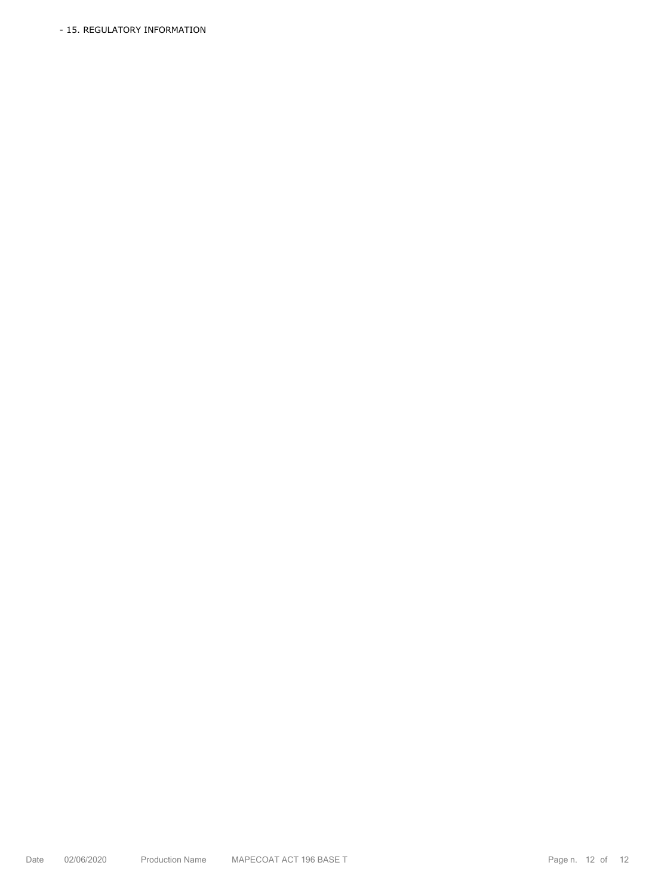- 15. REGULATORY INFORMATION